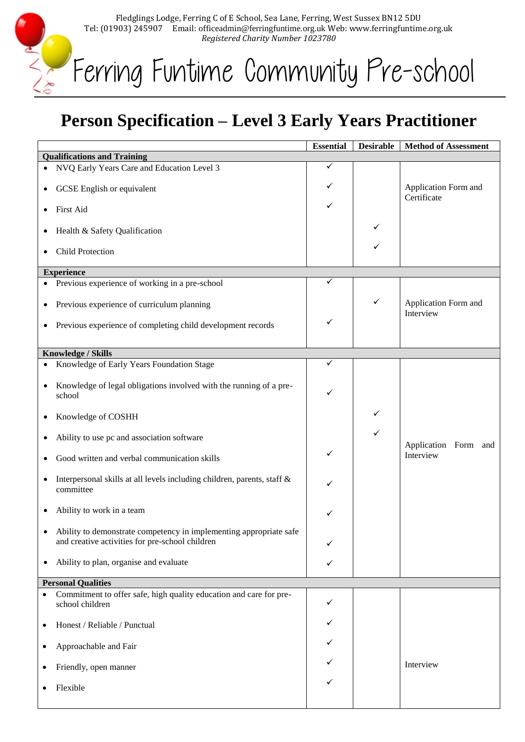Fledglings Lodge, Ferring C of E School, Sea Lane, Ferring, West Sussex BN12 5DU
Tel: (01903) 245907 Email: officeadmin@ferringfuntime.org.uk Web: www.ferringfuntime.org.uk
*Registered Charity Number 1023780*

# Ferring Funtime Community Pre-school

## Person Specification – Level 3 Early Years Practitioner

| | Essential | Desirable | Method of Assessment |
|---|---|---|---|
| **Qualifications and Training** | | | |
| • NVQ Early Years Care and Education Level 3 | ✓ | | Application Form and Certificate |
| • GCSE English or equivalent | ✓ | | |
| • First Aid | ✓ | | |
| • Health & Safety Qualification | | ✓ | |
| • Child Protection | | ✓ | |
| **Experience** | | | |
| • Previous experience of working in a pre-school | ✓ | | Application Form and Interview |
| • Previous experience of curriculum planning | | ✓ | |
| • Previous experience of completing child development records | ✓ | | |
| **Knowledge / Skills** | | | |
| • Knowledge of Early Years Foundation Stage | ✓ | | Application Form and Interview |
| • Knowledge of legal obligations involved with the running of a pre-school | ✓ | | |
| • Knowledge of COSHH | | ✓ | |
| • Ability to use pc and association software | | ✓ | |
| • Good written and verbal communication skills | ✓ | | |
| • Interpersonal skills at all levels including children, parents, staff & committee | ✓ | | |
| • Ability to work in a team | ✓ | | |
| • Ability to demonstrate competency in implementing appropriate safe and creative activities for pre-school children | ✓ | | |
| • Ability to plan, organise and evaluate | ✓ | | |
| **Personal Qualities** | | | |
| • Commitment to offer safe, high quality education and care for pre-school children | ✓ | | Interview |
| • Honest / Reliable / Punctual | ✓ | | |
| • Approachable and Fair | ✓ | | |
| • Friendly, open manner | ✓ | | |
| • Flexible | ✓ | | |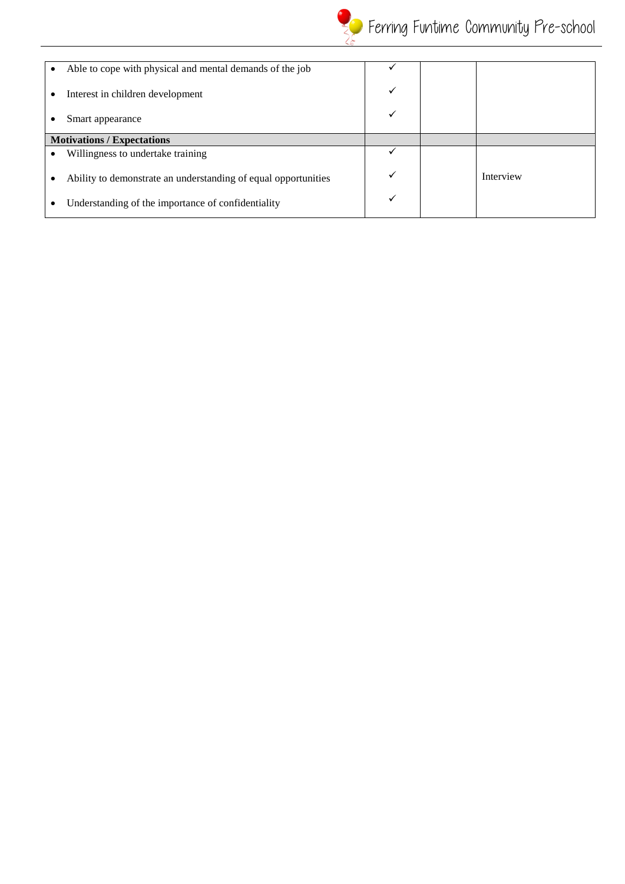| | | | |
|---|---|---|---|
| • Able to cope with physical and mental demands of the job<br>• Interest in children development<br>• Smart appearance | ✓<br>✓<br>✓ | | |
| **Motivations / Expectations** | | | |
| • Willingness to undertake training<br>• Ability to demonstrate an understanding of equal opportunities<br>• Understanding of the importance of confidentiality | ✓<br>✓<br>✓ | | Interview |